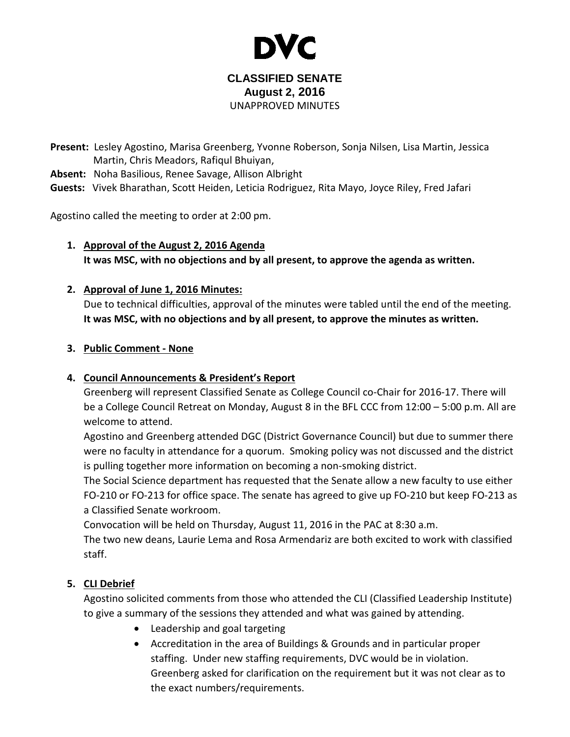# DVC

## CLASSIFIED SENATE
### August 2, 2016
UNAPPROVED MINUTES

**Present:** Lesley Agostino, Marisa Greenberg, Yvonne Roberson, Sonja Nilsen, Lisa Martin, Jessica Martin, Chris Meadors, Rafiqul Bhuiyan,
**Absent:** Noha Basilious, Renee Savage, Allison Albright
**Guests:** Vivek Bharathan, Scott Heiden, Leticia Rodriguez, Rita Mayo, Joyce Riley, Fred Jafari

Agostino called the meeting to order at 2:00 pm.

1. **Approval of the August 2, 2016 Agenda**
   **It was MSC, with no objections and by all present, to approve the agenda as written.**

2. **Approval of June 1, 2016 Minutes:**
   Due to technical difficulties, approval of the minutes were tabled until the end of the meeting.
   **It was MSC, with no objections and by all present, to approve the minutes as written.**

3. **Public Comment - None**

4. **Council Announcements & President's Report**
   Greenberg will represent Classified Senate as College Council co-Chair for 2016-17. There will be a College Council Retreat on Monday, August 8 in the BFL CCC from 12:00 – 5:00 p.m. All are welcome to attend.
   Agostino and Greenberg attended DGC (District Governance Council) but due to summer there were no faculty in attendance for a quorum. Smoking policy was not discussed and the district is pulling together more information on becoming a non-smoking district.
   The Social Science department has requested that the Senate allow a new faculty to use either FO-210 or FO-213 for office space. The senate has agreed to give up FO-210 but keep FO-213 as a Classified Senate workroom.
   Convocation will be held on Thursday, August 11, 2016 in the PAC at 8:30 a.m.
   The two new deans, Laurie Lema and Rosa Armendariz are both excited to work with classified staff.

5. **CLI Debrief**
   Agostino solicited comments from those who attended the CLI (Classified Leadership Institute) to give a summary of the sessions they attended and what was gained by attending.
   - Leadership and goal targeting
   - Accreditation in the area of Buildings & Grounds and in particular proper staffing. Under new staffing requirements, DVC would be in violation. Greenberg asked for clarification on the requirement but it was not clear as to the exact numbers/requirements.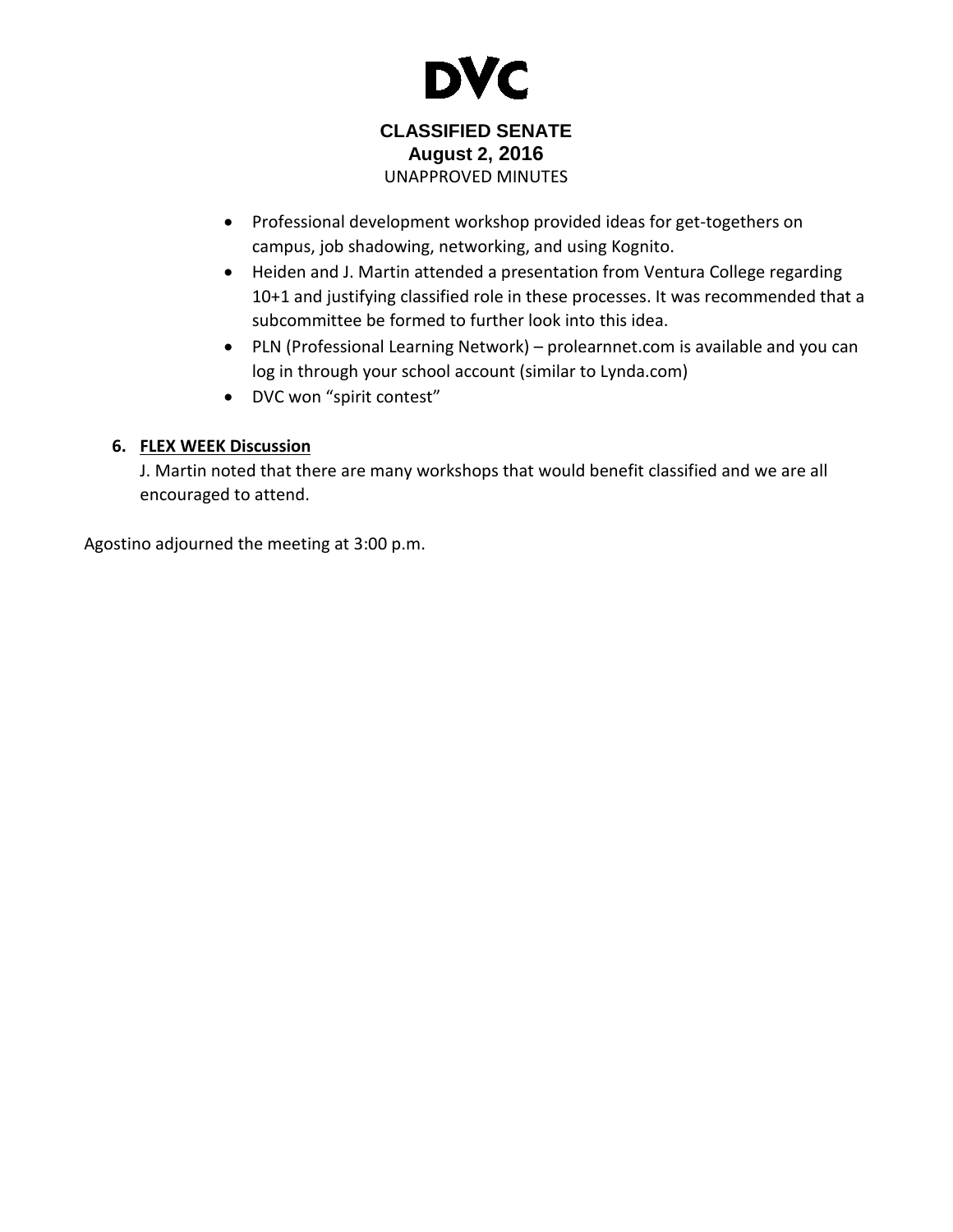- Professional development workshop provided ideas for get-togethers on campus, job shadowing, networking, and using Kognito.
- Heiden and J. Martin attended a presentation from Ventura College regarding 10+1 and justifying classified role in these processes. It was recommended that a subcommittee be formed to further look into this idea.
- PLN (Professional Learning Network) – prolearnnet.com is available and you can log in through your school account (similar to Lynda.com)
- DVC won "spirit contest"

6. **FLEX WEEK Discussion**
   J. Martin noted that there are many workshops that would benefit classified and we are all encouraged to attend.

Agostino adjourned the meeting at 3:00 p.m.